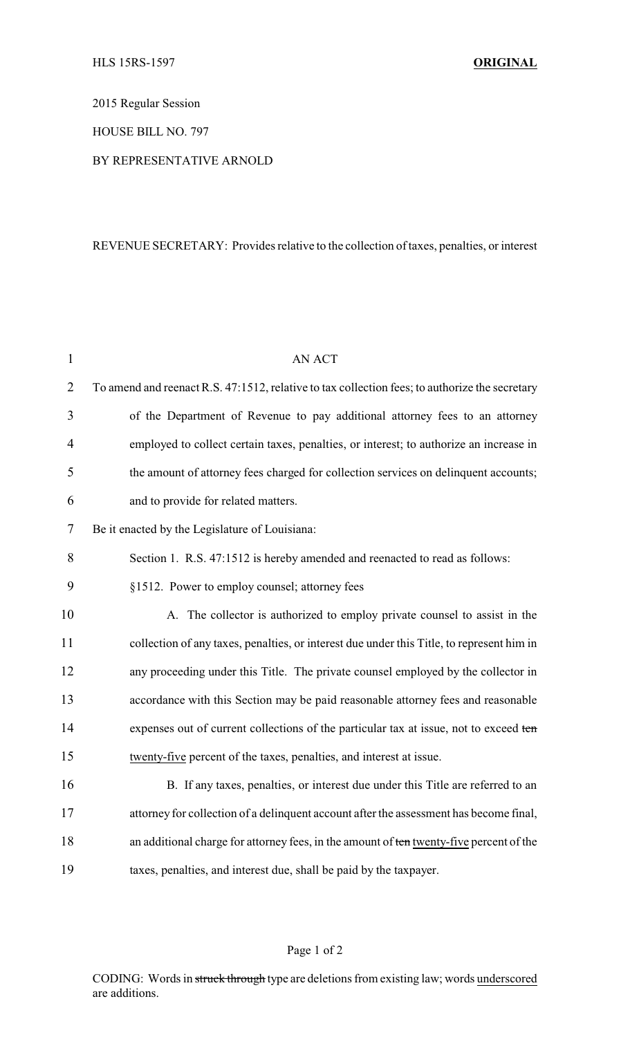HLS 15RS-1597 **ORIGINAL**

2015 Regular Session

HOUSE BILL NO. 797

BY REPRESENTATIVE ARNOLD

REVENUE SECRETARY: Provides relative to the collection of taxes, penalties, or interest

AN ACT

To amend and reenact R.S. 47:1512, relative to tax collection fees; to authorize the secretary of the Department of Revenue to pay additional attorney fees to an attorney employed to collect certain taxes, penalties, or interest; to authorize an increase in the amount of attorney fees charged for collection services on delinquent accounts; and to provide for related matters.

Be it enacted by the Legislature of Louisiana:

Section 1. R.S. 47:1512 is hereby amended and reenacted to read as follows:

§1512. Power to employ counsel; attorney fees

A. The collector is authorized to employ private counsel to assist in the collection of any taxes, penalties, or interest due under this Title, to represent him in any proceeding under this Title. The private counsel employed by the collector in accordance with this Section may be paid reasonable attorney fees and reasonable expenses out of current collections of the particular tax at issue, not to exceed ~~ten~~ <u>twenty-five</u> percent of the taxes, penalties, and interest at issue.

B. If any taxes, penalties, or interest due under this Title are referred to an attorney for collection of a delinquent account after the assessment has become final, an additional charge for attorney fees, in the amount of ~~ten~~ <u>twenty-five</u> percent of the taxes, penalties, and interest due, shall be paid by the taxpayer.

CODING: Words in ~~struck through~~ type are deletions from existing law; words <u>underscored</u> are additions.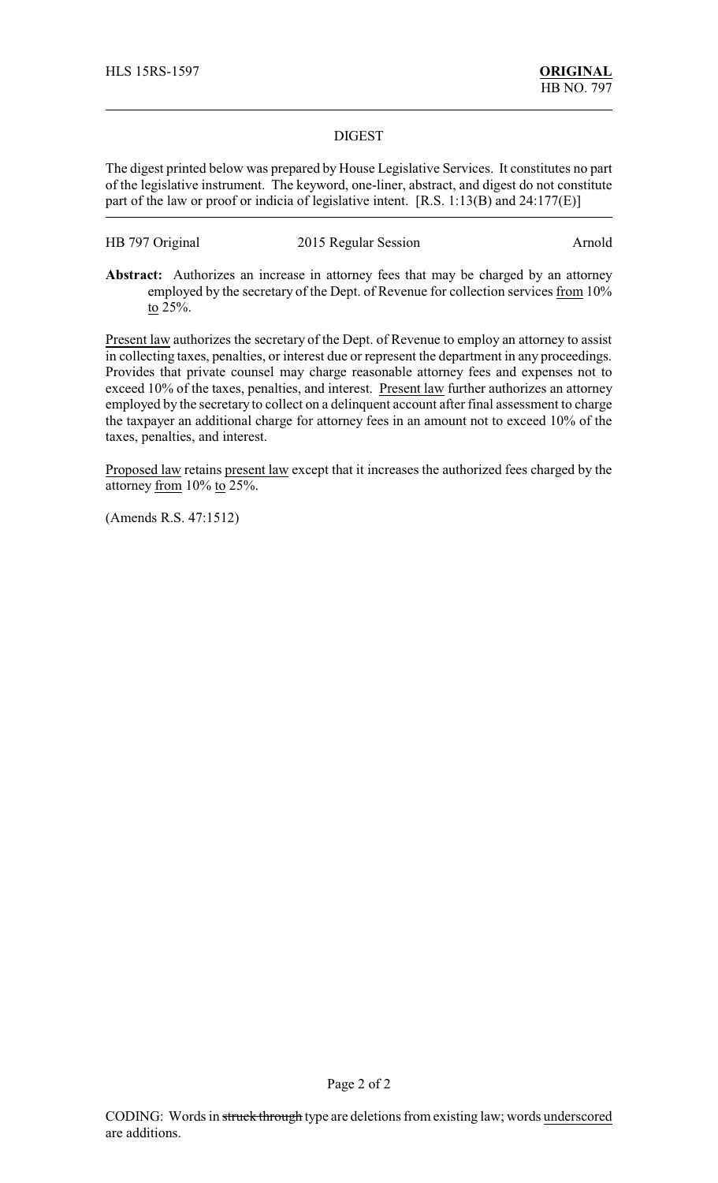HLS 15RS-1597 **ORIGINAL**
HB NO. 797

## DIGEST

The digest printed below was prepared by House Legislative Services. It constitutes no part of the legislative instrument. The keyword, one-liner, abstract, and digest do not constitute part of the law or proof or indicia of legislative intent. [R.S. 1:13(B) and 24:177(E)]

HB 797 Original 2015 Regular Session Arnold

**Abstract:** Authorizes an increase in attorney fees that may be charged by an attorney employed by the secretary of the Dept. of Revenue for collection services from 10% to 25%.

Present law authorizes the secretary of the Dept. of Revenue to employ an attorney to assist in collecting taxes, penalties, or interest due or represent the department in any proceedings. Provides that private counsel may charge reasonable attorney fees and expenses not to exceed 10% of the taxes, penalties, and interest. Present law further authorizes an attorney employed by the secretary to collect on a delinquent account after final assessment to charge the taxpayer an additional charge for attorney fees in an amount not to exceed 10% of the taxes, penalties, and interest.

Proposed law retains present law except that it increases the authorized fees charged by the attorney from 10% to 25%.

(Amends R.S. 47:1512)

CODING: Words in ~~struck through~~ type are deletions from existing law; words underscored are additions.